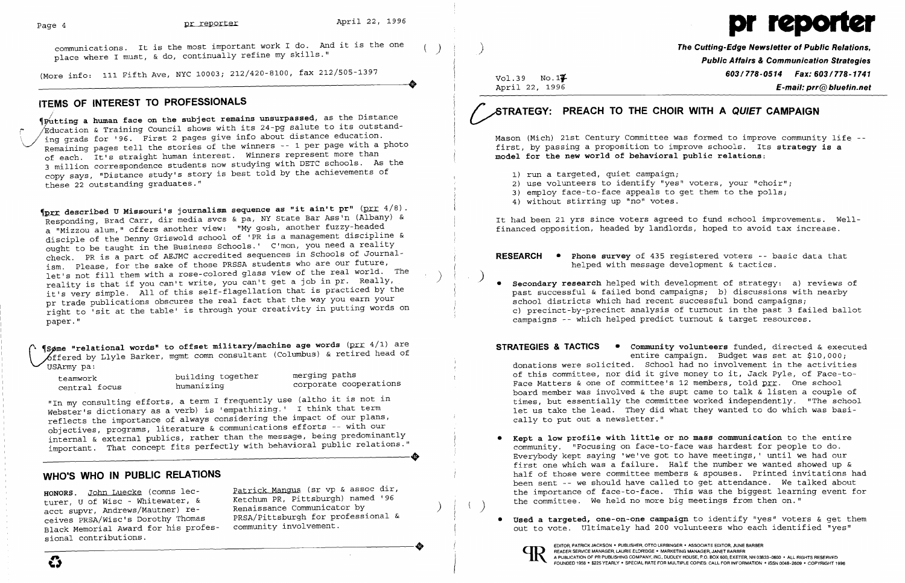communications. It is the most important work I do. And it is the one place where I must, & do, continually refine my skills."

(More info: 111 Fifth Ave, NYC 10003; 212/420-8100, fax 212/505-1397

## ITEMS OF INTEREST TO PROFESSIONALS

¶**Putting a human face on the subject remains unsurpassed**, as the Distance Education & Training Council shows with its 24-pg salute to its outstanding grads for '96. First 2 pages give info about distance education. Remaining pages tell the stories of the winners -- 1 per page with a photo of each. It's straight human interest. Winners represent more than 3 million correspondence students now studying with DETC schools. As the copy says, "Distance study's story is best told by the achievements of these 22 outstanding graduates."

¶**prr described U Missouri's journalism sequence as "it ain't pr"** (prr 4/8). Responding, Brad Carr, dir media svcs & pa, NY State Bar Ass'n (Albany) & a "Mizzou alum," offers another view: "My gosh, another fuzzy-headed disciple of the Denny Griswold school of 'PR is a management discipline & ought to be taught in the Business Schools.' C'mon, you need a reality check. PR is a part of AEJMC accredited sequences in Schools of Journalism. Please, for the sake of those PRSSA students who are our future, let's not fill them with a rose-colored glass view of the real world. The reality is that if you can't write, you can't get a job in pr. Really, it's very simple. All of this self-flagellation that is practiced by the pr trade publications obscures the real fact that the way you earn your right to 'sit at the table' is through your creativity in putting words on paper."

¶**Some "relational words" to offset military/machine age words** (prr 4/1) are offered by Llyle Barker, mgmt comn consultant (Columbus) & retired head of USArmy pa:

| | | |
|---|---|---|
| teamwork | building together | merging paths |
| central focus | humanizing | corporate cooperations |

"In my consulting efforts, a term I frequently use (altho it is not in Webster's dictionary as a verb) is 'empathizing.' I think that term reflects the importance of always considering the impact of our plans, objectives, programs, literature & communications efforts -- with our internal & external publics, rather than the message, being predominantly important. That concept fits perfectly with behavioral public relations."

## WHO'S WHO IN PUBLIC RELATIONS

**HONORS.** John Luecke (comns lecturer, U of Wisc - Whitewater, & acct supvr, Andrews/Mautner) receives PRSA/Wisc's Dorothy Thomas Black Memorial Award for his professional contributions.

Patrick Mangus (sr vp & assoc dir, Ketchum PR, Pittsburgh) named '96 Renaissance Communicator by PRSA/Pittsburgh for professional & community involvement.

# pr reporter

**The Cutting-Edge Newsletter of Public Relations, Public Affairs & Communication Strategies**
**603/778-0514 Fax: 603/778-1741**
**E-mail: prr@bluefin.net**

Vol.39 No.17
April 22, 1996

## STRATEGY: PREACH TO THE CHOIR WITH A *QUIET* CAMPAIGN

Mason (Mich) 21st Century Committee was formed to improve community life -- first, by passing a proposition to improve schools. Its **strategy is a model for the new world of behavioral public relations**:

1) run a targeted, quiet campaign;
2) use volunteers to identify "yes" voters, your "choir";
3) employ face-to-face appeals to get them to the polls;
4) without stirring up "no" votes.

It had been 21 yrs since voters agreed to fund school improvements. Well-financed opposition, headed by landlords, hoped to avoid tax increase.

**RESEARCH**

- **Phone survey** of 435 registered voters -- basic data that helped with message development & tactics.
- **Secondary research** helped with development of strategy: a) reviews of past successful & failed bond campaigns; b) discussions with nearby school districts which had recent successful bond campaigns; c) precinct-by-precinct analysis of turnout in the past 3 failed ballot campaigns -- which helped predict turnout & target resources.

**STRATEGIES & TACTICS**

- **Community volunteers** funded, directed & executed entire campaign. Budget was set at $10,000; donations were solicited. School had no involvement in the activities of this committee, nor did it give money to it, Jack Pyle, of Face-to-Face Matters & one of committee's 12 members, told prr. One school board member was involved & the supt came to talk & listen a couple of times, but essentially the committee worked independently. "The school let us take the lead. They did what they wanted to do which was basically to put out a newsletter."
- **Kept a low profile with little or no mass communication** to the entire community. "Focusing on face-to-face was hardest for people to do. Everybody kept saying 'we've got to have meetings,' until we had our first one which was a failure. Half the number we wanted showed up & half of those were committee members & spouses. Printed invitations had been sent -- we should have called to get attendance. We talked about the importance of face-to-face. This was the biggest learning event for the committee. We held no more big meetings from then on."
- **Used a targeted, one-on-one campaign** to identify "yes" voters & get them out to vote. Ultimately had 200 volunteers who each identified "yes"

EDITOR, PATRICK JACKSON • PUBLISHER, OTTO LERBINGER • ASSOCIATE EDITOR, JUNE BARBER
READER SERVICE MANAGER, LAURIE ELDRIDGE • MARKETING MANAGER, JANET BARBER
A PUBLICATION OF PR PUBLISHING COMPANY, INC. DUDLEY HOUSE, P.O. BOX 600, EXETER, NH 03833-0600 • ALL RIGHTS RESERVED
FOUNDED 1958 • $225 YEARLY • SPECIAL RATE FOR MULTIPLE COPIES: CALL FOR INFORMATION • ISSN 0048-2609 • COPYRIGHT 1996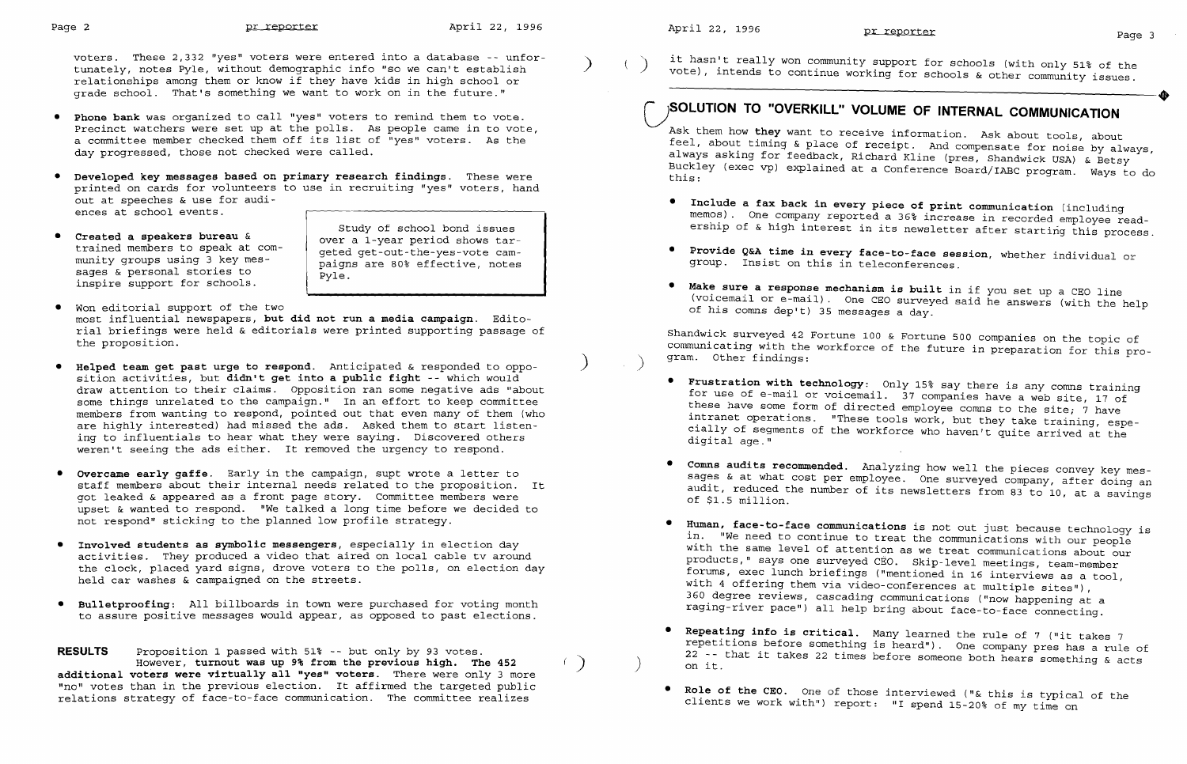voters. These 2,332 "yes" voters were entered into a database -- unfortunately, notes Pyle, without demographic info "so we can't establish relationships among them or know if they have kids in high school or grade school. That's something we want to work on in the future."

- **Phone bank** was organized to call "yes" voters to remind them to vote. Precinct watchers were set up at the polls. As people came in to vote, a committee member checked them off its list of "yes" voters. As the day progressed, those not checked were called.

- **Developed key messages based on primary research findings**. These were printed on cards for volunteers to use in recruiting "yes" voters, hand out at speeches & use for audiences at school events.

- **Created a speakers bureau** & trained members to speak at community groups using 3 key messages & personal stories to inspire support for schools.

> Study of school bond issues over a 1-year period shows targeted get-out-the-yes-vote campaigns are 80% effective, notes Pyle.

- Won editorial support of the two most influential newspapers, **but did not run a media campaign**. Editorial briefings were held & editorials were printed supporting passage of the proposition.

- **Helped team get past urge to respond**. Anticipated & responded to opposition activities, but **didn't get into a public fight** -- which would draw attention to their claims. Opposition ran some negative ads "about some things unrelated to the campaign." In an effort to keep committee members from wanting to respond, pointed out that even many of them (who are highly interested) had missed the ads. Asked them to start listening to influentials to hear what they were saying. Discovered others weren't seeing the ads either. It removed the urgency to respond.

- **Overcame early gaffe**. Early in the campaign, supt wrote a letter to staff members about their internal needs related to the proposition. It got leaked & appeared as a front page story. Committee members were upset & wanted to respond. "We talked a long time before we decided to not respond" sticking to the planned low profile strategy.

- **Involved students as symbolic messengers**, especially in election day activities. They produced a video that aired on local cable tv around the clock, placed yard signs, drove voters to the polls, on election day held car washes & campaigned on the streets.

- **Bulletproofing**: All billboards in town were purchased for voting month to assure positive messages would appear, as opposed to past elections.

**RESULTS** Proposition 1 passed with 51% -- but only by 93 votes. However, **turnout was up 9% from the previous high. The 452 additional voters were virtually all "yes" voters**. There were only 3 more "no" votes than in the previous election. It affirmed the targeted public relations strategy of face-to-face communication. The committee realizes it hasn't really won community support for schools (with only 51% of the vote), intends to continue working for schools & other community issues.

## SOLUTION TO "OVERKILL" VOLUME OF INTERNAL COMMUNICATION

Ask them how **they** want to receive information. Ask about tools, about feel, about timing & place of receipt. And compensate for noise by always, always asking for feedback, Richard Kline (pres, Shandwick USA) & Betsy Buckley (exec vp) explained at a Conference Board/IABC program. Ways to do this:

- **Include a fax back in every piece of print communication** (including memos). One company reported a 36% increase in recorded employee readership of & high interest in its newsletter after starting this process.

- **Provide Q&A time in every face-to-face session**, whether individual or group. Insist on this in teleconferences.

- **Make sure a response mechanism is built** in if you set up a CEO line (voicemail or e-mail). One CEO surveyed said he answers (with the help of his comns dep't) 35 messages a day.

Shandwick surveyed 42 Fortune 100 & Fortune 500 companies on the topic of communicating with the workforce of the future in preparation for this program. Other findings:

- **Frustration with technology**: Only 15% say there is any comns training for use of e-mail or voicemail. 37 companies have a web site, 17 of these have some form of directed employee comns to the site; 7 have intranet operations. "These tools work, but they take training, especially of segments of the workforce who haven't quite arrived at the digital age."

- **Comns audits recommended**. Analyzing how well the pieces convey key messages & at what cost per employee. One surveyed company, after doing an audit, reduced the number of its newsletters from 83 to 10, at a savings of $1.5 million.

- **Human, face-to-face communications** is not out just because technology is in. "We need to continue to treat the communications with our people with the same level of attention as we treat communications about our products," says one surveyed CEO. Skip-level meetings, team-member forums, exec lunch briefings ("mentioned in 16 interviews as a tool, with 4 offering them via video-conferences at multiple sites"), 360 degree reviews, cascading communications ("now happening at a raging-river pace") all help bring about face-to-face connecting.

- **Repeating info is critical**. Many learned the rule of 7 ("it takes 7 repetitions before something is heard"). One company pres has a rule of 22 -- that it takes 22 times before someone both hears something & acts on it.

- **Role of the CEO**. One of those interviewed ("& this is typical of the clients we work with") report: "I spend 15-20% of my time on